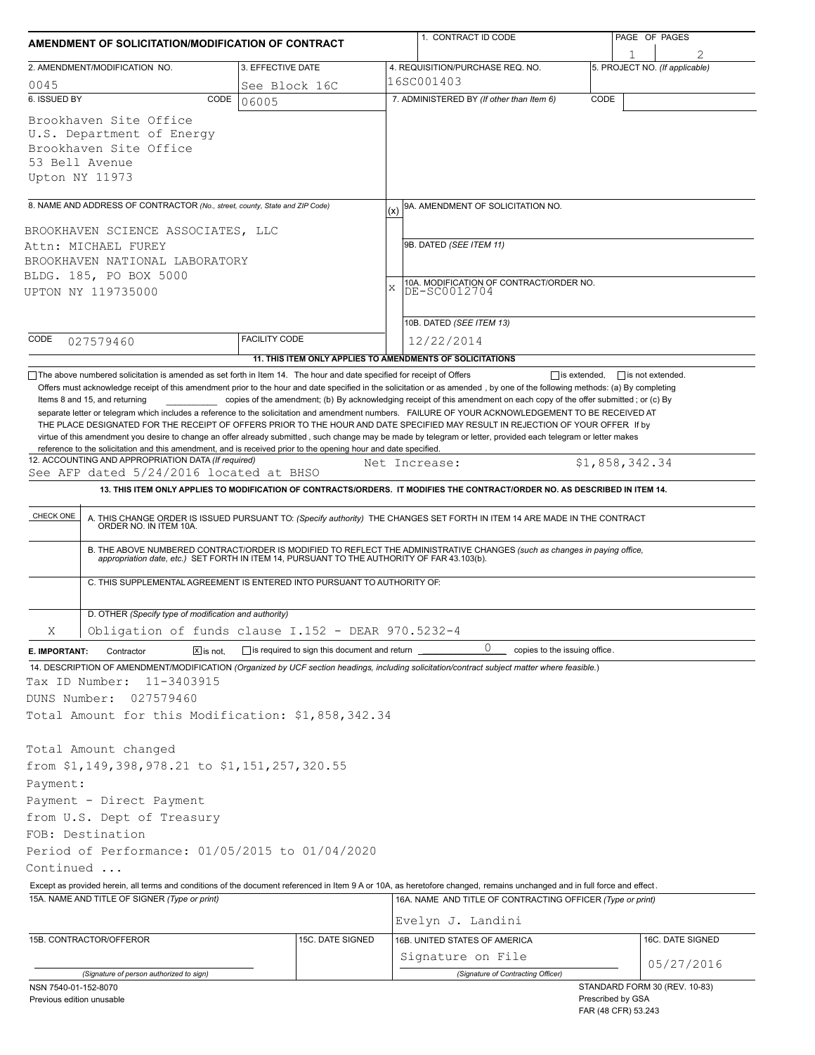# AMENDMENT OF SOLICITATION/MODIFICATION OF CONTRACT

| 1. CONTRACT ID CODE | PAGE OF PAGES |
|---|---|
| | 1 of 2 |

| 2. AMENDMENT/MODIFICATION NO. | 3. EFFECTIVE DATE | 4. REQUISITION/PURCHASE REQ. NO. | 5. PROJECT NO. (If applicable) |
|---|---|---|---|
| 0045 | See Block 16C | 16SC001403 | |

**6. ISSUED BY** CODE 06005

Brookhaven Site Office
U.S. Department of Energy
Brookhaven Site Office
53 Bell Avenue
Upton NY 11973

**7. ADMINISTERED BY** *(If other than Item 6)* CODE

**8. NAME AND ADDRESS OF CONTRACTOR** *(No., street, county, State and ZIP Code)*

BROOKHAVEN SCIENCE ASSOCIATES, LLC
Attn: MICHAEL FUREY
BROOKHAVEN NATIONAL LABORATORY
BLDG. 185, PO BOX 5000
UPTON NY 119735000

CODE 027579460 FACILITY CODE

(x) 9A. AMENDMENT OF SOLICITATION NO.

9B. DATED *(SEE ITEM 11)*

X 10A. MODIFICATION OF CONTRACT/ORDER NO. DE-SC0012704

10B. DATED *(SEE ITEM 13)* 12/22/2014

**11. THIS ITEM ONLY APPLIES TO AMENDMENTS OF SOLICITATIONS**

☐ The above numbered solicitation is amended as set forth in Item 14. The hour and date specified for receipt of Offers ☐ is extended, ☐ is not extended.
Offers must acknowledge receipt of this amendment prior to the hour and date specified in the solicitation or as amended , by one of the following methods: (a) By completing Items 8 and 15, and returning \_\_\_\_\_\_\_\_ copies of the amendment; (b) By acknowledging receipt of this amendment on each copy of the offer submitted ; or (c) By separate letter or telegram which includes a reference to the solicitation and amendment numbers. FAILURE OF YOUR ACKNOWLEDGEMENT TO BE RECEIVED AT THE PLACE DESIGNATED FOR THE RECEIPT OF OFFERS PRIOR TO THE HOUR AND DATE SPECIFIED MAY RESULT IN REJECTION OF YOUR OFFER If by virtue of this amendment you desire to change an offer already submitted , such change may be made by telegram or letter, provided each telegram or letter makes reference to the solicitation and this amendment, and is received prior to the opening hour and date specified.

**12. ACCOUNTING AND APPROPRIATION DATA** *(If required)*
See AFP dated 5/24/2016 located at BHSO Net Increase: $1,858,342.34

**13. THIS ITEM ONLY APPLIES TO MODIFICATION OF CONTRACTS/ORDERS. IT MODIFIES THE CONTRACT/ORDER NO. AS DESCRIBED IN ITEM 14.**

| CHECK ONE | |
|---|---|
| | A. THIS CHANGE ORDER IS ISSUED PURSUANT TO: *(Specify authority)* THE CHANGES SET FORTH IN ITEM 14 ARE MADE IN THE CONTRACT ORDER NO. IN ITEM 10A. |
| | B. THE ABOVE NUMBERED CONTRACT/ORDER IS MODIFIED TO REFLECT THE ADMINISTRATIVE CHANGES *(such as changes in paying office, appropriation date, etc.)* SET FORTH IN ITEM 14, PURSUANT TO THE AUTHORITY OF FAR 43.103(b). |
| | C. THIS SUPPLEMENTAL AGREEMENT IS ENTERED INTO PURSUANT TO AUTHORITY OF: |
| X | D. OTHER *(Specify type of modification and authority)* Obligation of funds clause I.152 - DEAR 970.5232-4 |

**E. IMPORTANT:** Contractor ☒ is not, ☐ is required to sign this document and return 0 copies to the issuing office.

**14. DESCRIPTION OF AMENDMENT/MODIFICATION** *(Organized by UCF section headings, including solicitation/contract subject matter where feasible.)*

Tax ID Number: 11-3403915
DUNS Number: 027579460
Total Amount for this Modification: $1,858,342.34

Total Amount changed
from $1,149,398,978.21 to $1,151,257,320.55
Payment:
Payment - Direct Payment
from U.S. Dept of Treasury
FOB: Destination
Period of Performance: 01/05/2015 to 01/04/2020
Continued ...

Except as provided herein, all terms and conditions of the document referenced in Item 9 A or 10A, as heretofore changed, remains unchanged and in full force and effect.

| 15A. NAME AND TITLE OF SIGNER (Type or print) | | 16A. NAME AND TITLE OF CONTRACTING OFFICER (Type or print) | |
|---|---|---|---|
| | | Evelyn J. Landini | |
| **15B. CONTRACTOR/OFFEROR** | **15C. DATE SIGNED** | **16B. UNITED STATES OF AMERICA** | **16C. DATE SIGNED** |
| *(Signature of person authorized to sign)* | | Signature on File *(Signature of Contracting Officer)* | 05/27/2016 |

NSN 7540-01-152-8070
Previous edition unusable

STANDARD FORM 30 (REV. 10-83)
Prescribed by GSA
FAR (48 CFR) 53.243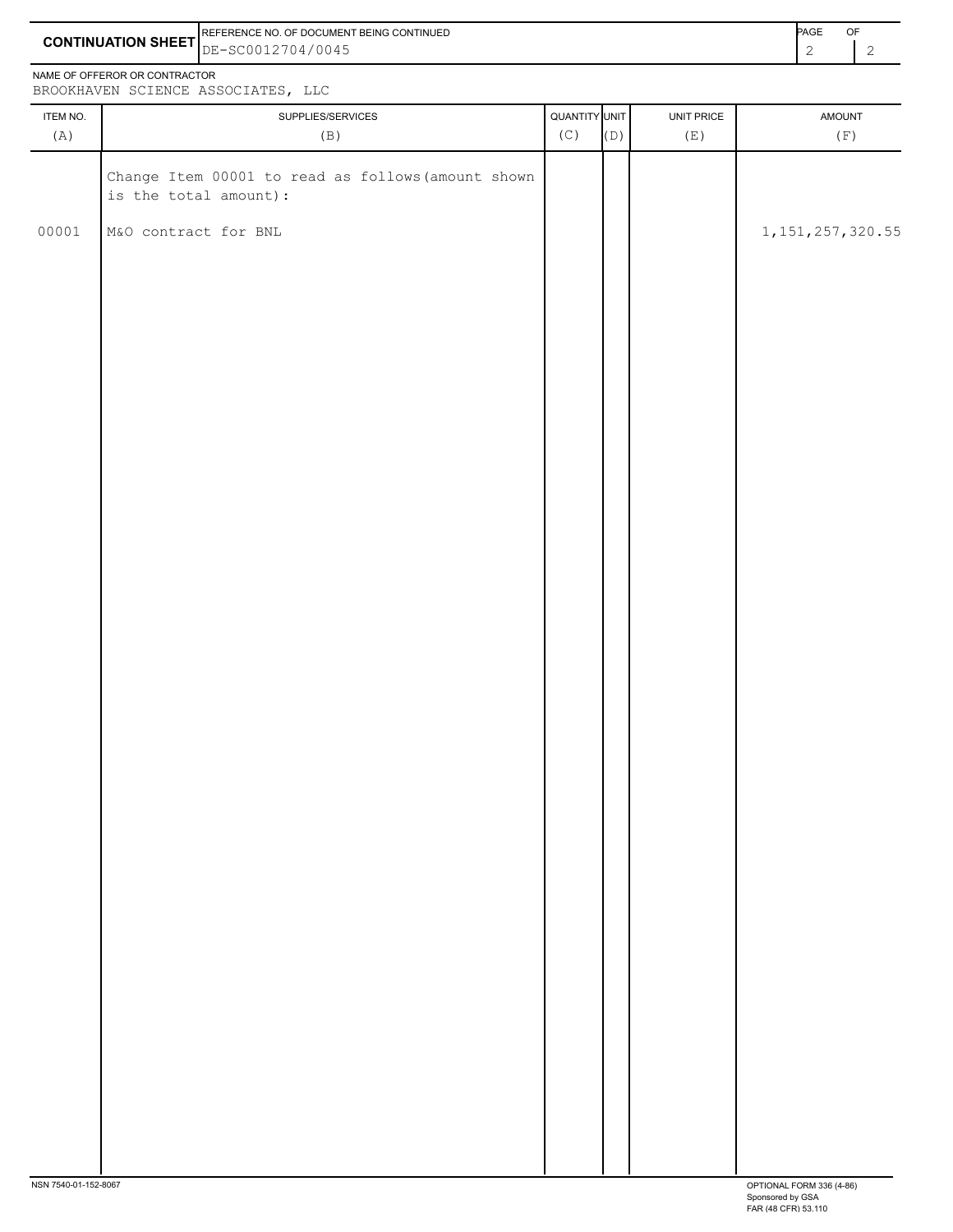**CONTINUATION SHEET**

REFERENCE NO. OF DOCUMENT BEING CONTINUED: DE-SC0012704/0045

NAME OF OFFEROR OR CONTRACTOR: BROOKHAVEN SCIENCE ASSOCIATES, LLC

| ITEM NO. (A) | SUPPLIES/SERVICES (B) | QUANTITY (C) | UNIT (D) | UNIT PRICE (E) | AMOUNT (F) |
|---|---|---|---|---|---|
| | Change Item 00001 to read as follows(amount shown is the total amount): | | | | |
| 00001 | M&O contract for BNL | | | | 1,151,257,320.55 |

NSN 7540-01-152-8067

OPTIONAL FORM 336 (4-86)
Sponsored by GSA
FAR (48 CFR) 53.110